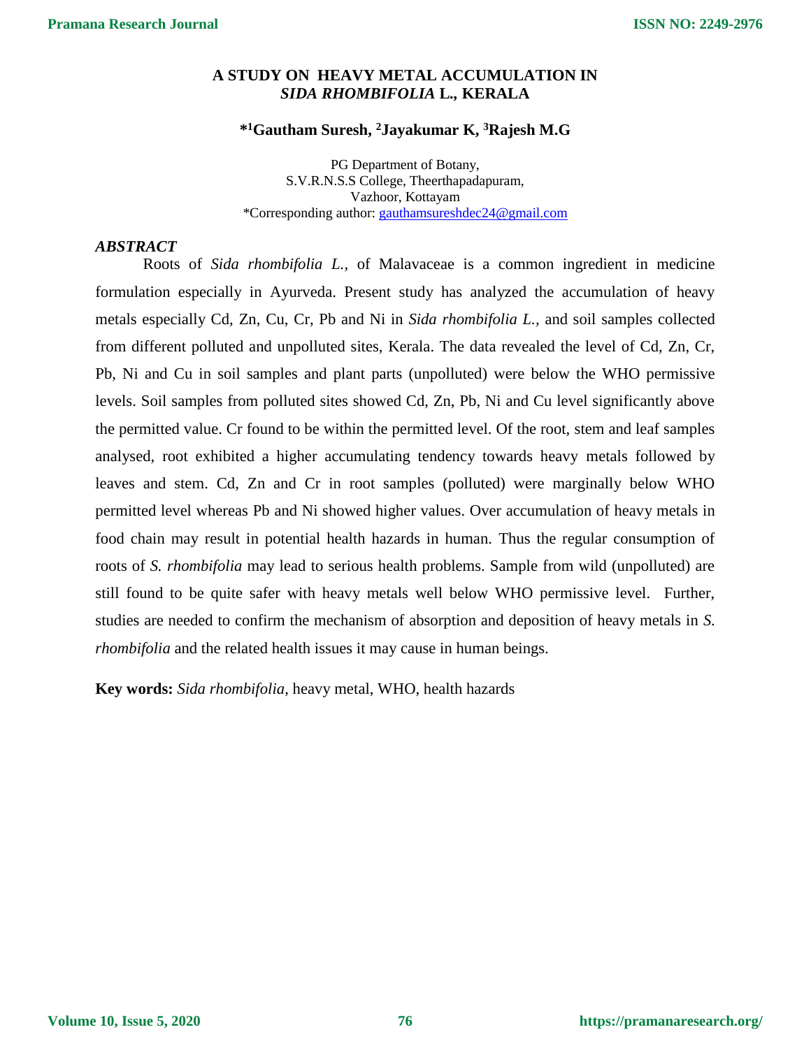# A STUDY ON HEAVY METAL ACCUMULATION IN *SIDA RHOMBIFOLIA* L., KERALA

**\*[1]Gautham Suresh, [2]Jayakumar K, [3]Rajesh M.G**

PG Department of Botany,
S.V.R.N.S.S College, Theerthapadapuram,
Vazhoor, Kottayam
\*Corresponding author: gauthamsureshdec24@gmail.com

## *ABSTRACT*

Roots of *Sida rhombifolia L.,* of Malavaceae is a common ingredient in medicine formulation especially in Ayurveda. Present study has analyzed the accumulation of heavy metals especially Cd, Zn, Cu, Cr, Pb and Ni in *Sida rhombifolia L.,* and soil samples collected from different polluted and unpolluted sites, Kerala. The data revealed the level of Cd, Zn, Cr, Pb, Ni and Cu in soil samples and plant parts (unpolluted) were below the WHO permissive levels. Soil samples from polluted sites showed Cd, Zn, Pb, Ni and Cu level significantly above the permitted value. Cr found to be within the permitted level. Of the root, stem and leaf samples analysed, root exhibited a higher accumulating tendency towards heavy metals followed by leaves and stem. Cd, Zn and Cr in root samples (polluted) were marginally below WHO permitted level whereas Pb and Ni showed higher values. Over accumulation of heavy metals in food chain may result in potential health hazards in human. Thus the regular consumption of roots of *S. rhombifolia* may lead to serious health problems. Sample from wild (unpolluted) are still found to be quite safer with heavy metals well below WHO permissive level. Further, studies are needed to confirm the mechanism of absorption and deposition of heavy metals in *S. rhombifolia* and the related health issues it may cause in human beings.

**Key words:** *Sida rhombifolia*, heavy metal, WHO, health hazards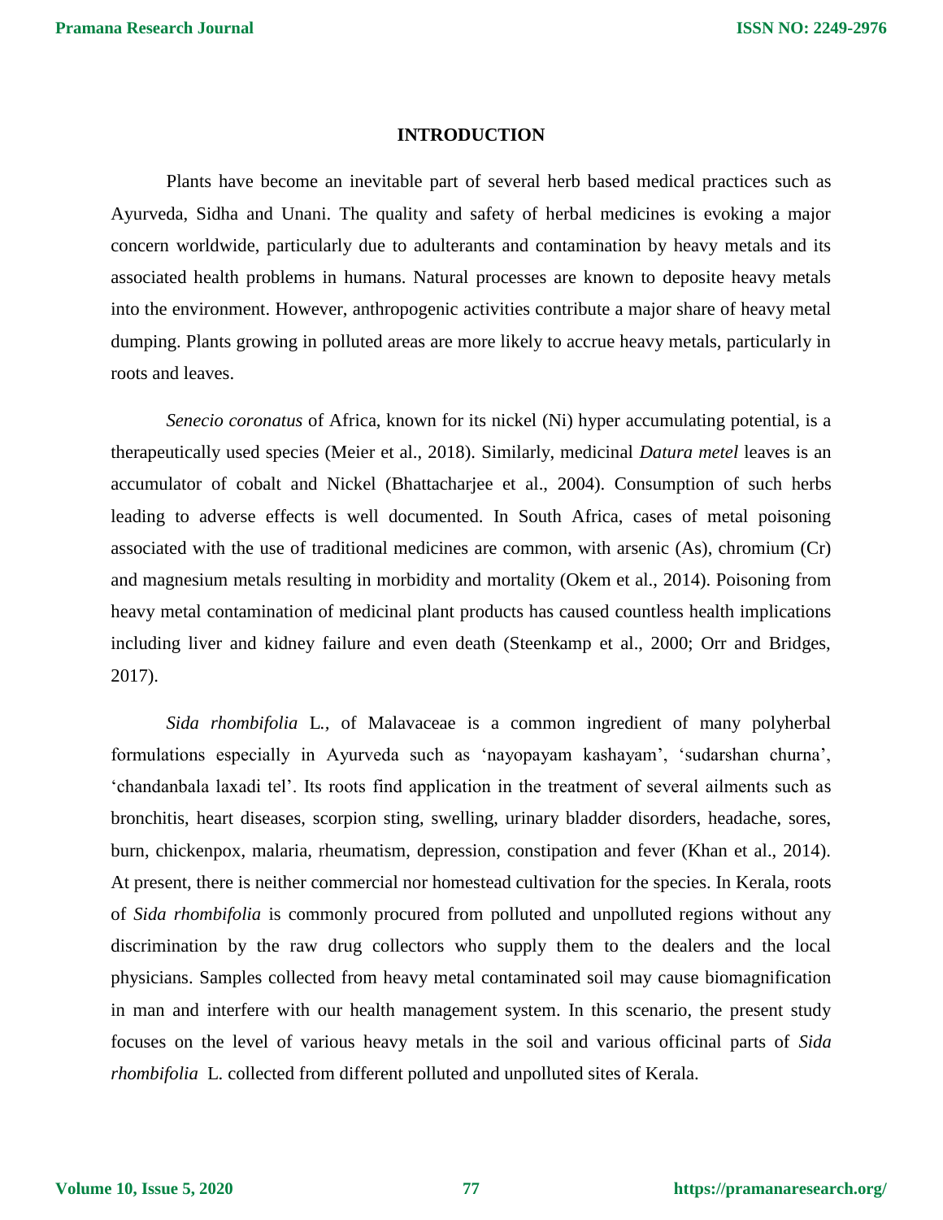## INTRODUCTION

Plants have become an inevitable part of several herb based medical practices such as Ayurveda, Sidha and Unani. The quality and safety of herbal medicines is evoking a major concern worldwide, particularly due to adulterants and contamination by heavy metals and its associated health problems in humans. Natural processes are known to deposite heavy metals into the environment. However, anthropogenic activities contribute a major share of heavy metal dumping. Plants growing in polluted areas are more likely to accrue heavy metals, particularly in roots and leaves.

*Senecio coronatus* of Africa, known for its nickel (Ni) hyper accumulating potential, is a therapeutically used species (Meier et al., 2018). Similarly, medicinal *Datura metel* leaves is an accumulator of cobalt and Nickel (Bhattacharjee et al., 2004). Consumption of such herbs leading to adverse effects is well documented. In South Africa, cases of metal poisoning associated with the use of traditional medicines are common, with arsenic (As), chromium (Cr) and magnesium metals resulting in morbidity and mortality (Okem et al., 2014). Poisoning from heavy metal contamination of medicinal plant products has caused countless health implications including liver and kidney failure and even death (Steenkamp et al., 2000; Orr and Bridges, 2017).

*Sida rhombifolia* L., of Malavaceae is a common ingredient of many polyherbal formulations especially in Ayurveda such as 'nayopayam kashayam', 'sudarshan churna', 'chandanbala laxadi tel'. Its roots find application in the treatment of several ailments such as bronchitis, heart diseases, scorpion sting, swelling, urinary bladder disorders, headache, sores, burn, chickenpox, malaria, rheumatism, depression, constipation and fever (Khan et al., 2014). At present, there is neither commercial nor homestead cultivation for the species. In Kerala, roots of *Sida rhombifolia* is commonly procured from polluted and unpolluted regions without any discrimination by the raw drug collectors who supply them to the dealers and the local physicians. Samples collected from heavy metal contaminated soil may cause biomagnification in man and interfere with our health management system. In this scenario, the present study focuses on the level of various heavy metals in the soil and various officinal parts of *Sida rhombifolia* L. collected from different polluted and unpolluted sites of Kerala.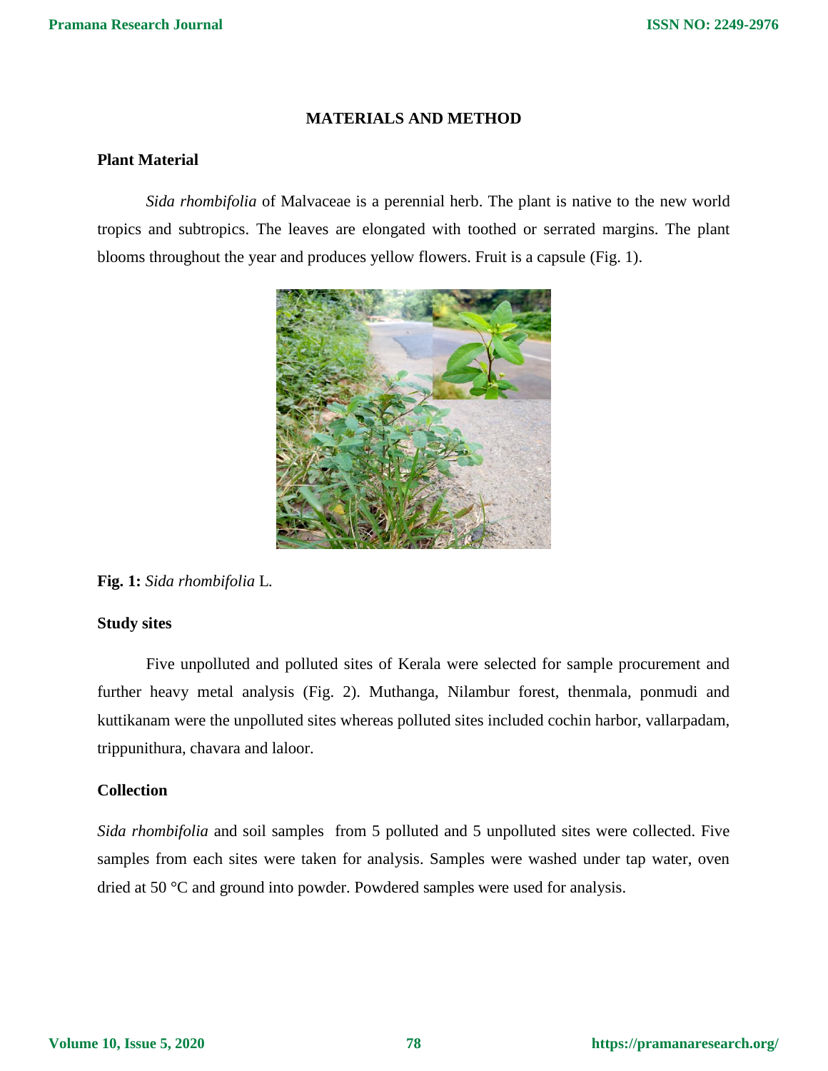## MATERIALS AND METHOD

### Plant Material

*Sida rhombifolia* of Malvaceae is a perennial herb. The plant is native to the new world tropics and subtropics. The leaves are elongated with toothed or serrated margins. The plant blooms throughout the year and produces yellow flowers. Fruit is a capsule (Fig. 1).

**Fig. 1:** *Sida rhombifolia* L.

### Study sites

Five unpolluted and polluted sites of Kerala were selected for sample procurement and further heavy metal analysis (Fig. 2). Muthanga, Nilambur forest, thenmala, ponmudi and kuttikanam were the unpolluted sites whereas polluted sites included cochin harbor, vallarpadam, trippunithura, chavara and laloor.

### Collection

*Sida rhombifolia* and soil samples from 5 polluted and 5 unpolluted sites were collected. Five samples from each sites were taken for analysis. Samples were washed under tap water, oven dried at 50 °C and ground into powder. Powdered samples were used for analysis.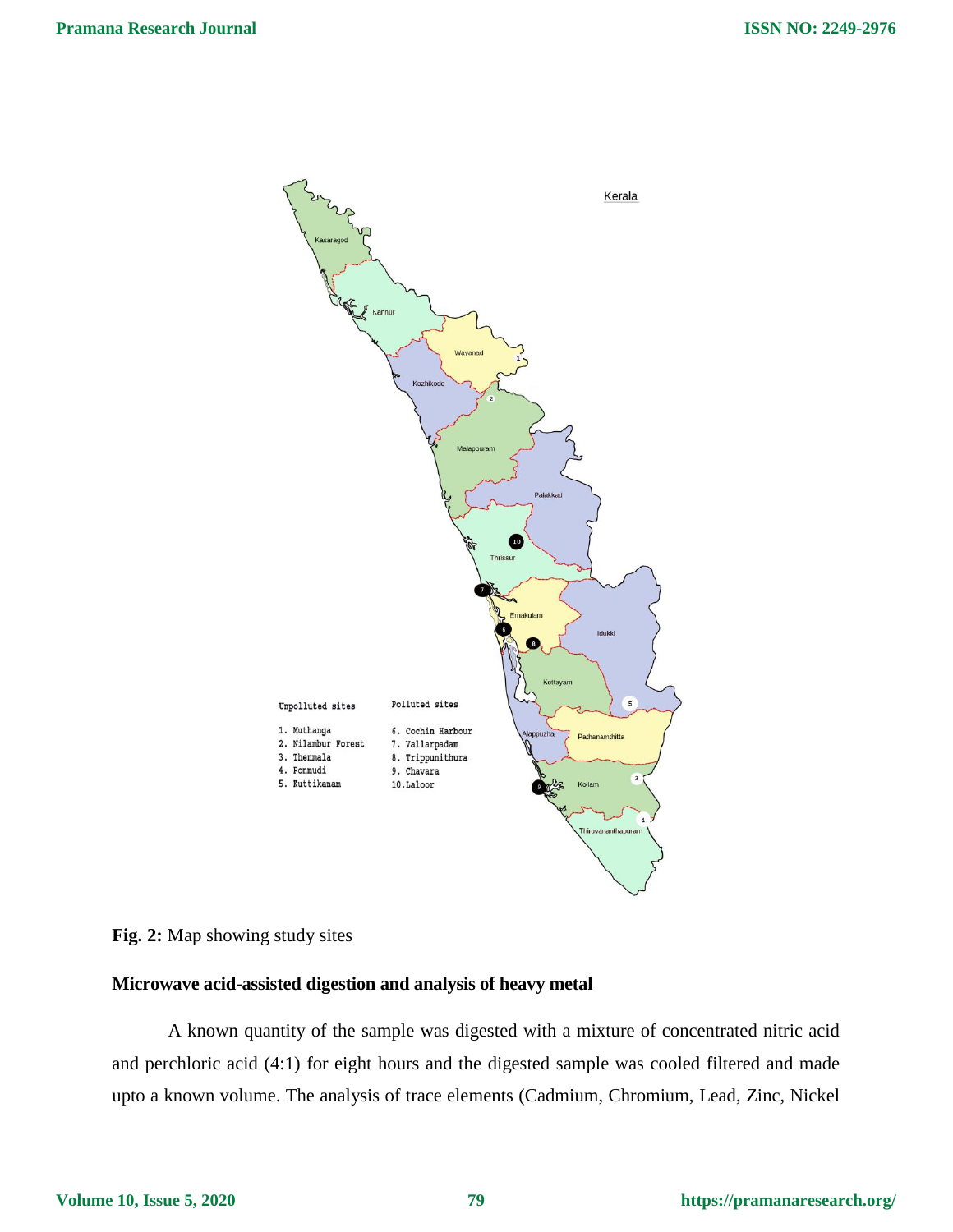**Fig. 2:** Map showing study sites

**Microwave acid-assisted digestion and analysis of heavy metal**

A known quantity of the sample was digested with a mixture of concentrated nitric acid and perchloric acid (4:1) for eight hours and the digested sample was cooled filtered and made upto a known volume. The analysis of trace elements (Cadmium, Chromium, Lead, Zinc, Nickel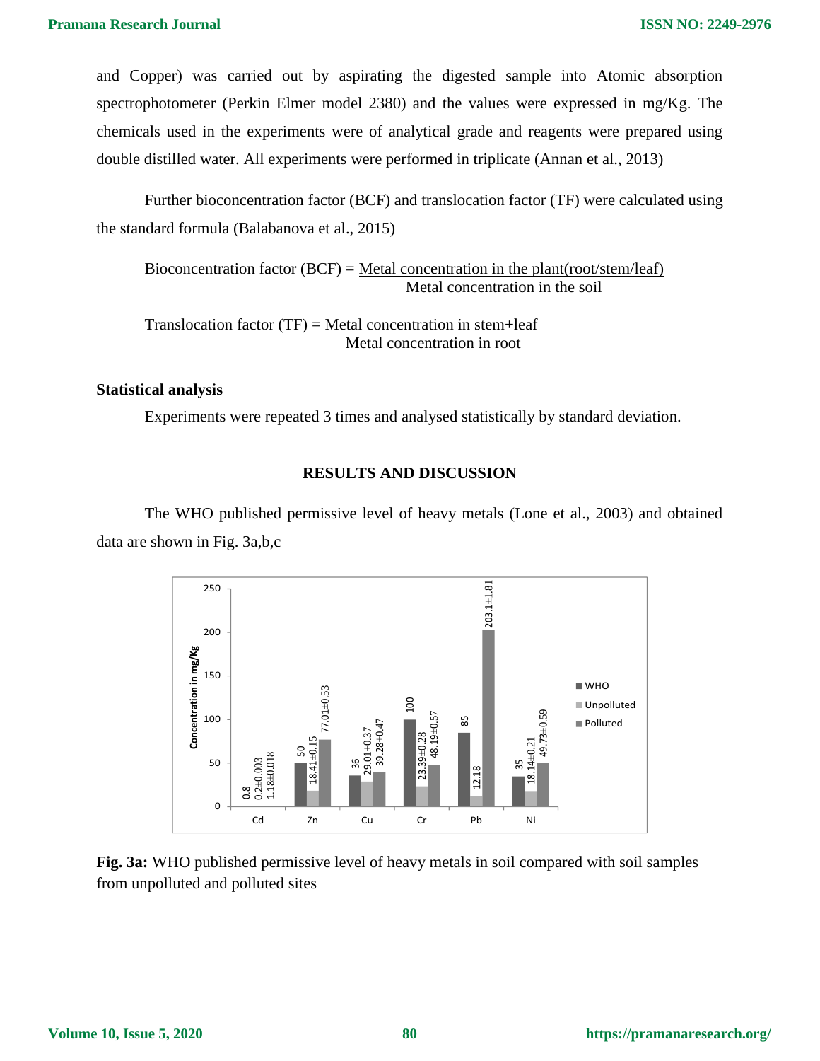and Copper) was carried out by aspirating the digested sample into Atomic absorption spectrophotometer (Perkin Elmer model 2380) and the values were expressed in mg/Kg. The chemicals used in the experiments were of analytical grade and reagents were prepared using double distilled water. All experiments were performed in triplicate (Annan et al., 2013)

Further bioconcentration factor (BCF) and translocation factor (TF) were calculated using the standard formula (Balabanova et al., 2015)

$$\text{Bioconcentration factor (BCF)} = \frac{\text{Metal concentration in the plant(root/stem/leaf)}}{\text{Metal concentration in the soil}}$$

$$\text{Translocation factor (TF)} = \frac{\text{Metal concentration in stem+leaf}}{\text{Metal concentration in root}}$$

### Statistical analysis

Experiments were repeated 3 times and analysed statistically by standard deviation.

## RESULTS AND DISCUSSION

The WHO published permissive level of heavy metals (Lone et al., 2003) and obtained data are shown in Fig. 3a,b,c

| Metal | WHO | Unpolluted | Polluted |
|---|---|---|---|
| Cd | 0.8 | 0.2±0.003 | 1.18±0.018 |
| Zn | 50 | 18.41±0.15 | 77.01±0.53 |
| Cu | 36 | 29.01±0.37 | 39.28±0.47 |
| Cr | 100 | 23.39±0.28 | 48.19±0.57 |
| Pb | 85 | 12.18 | 203.1±1.81 |
| Ni | 35 | 18.14±0.21 | 49.73±0.59 |

(Concentration in mg/Kg)

**Fig. 3a:** WHO published permissive level of heavy metals in soil compared with soil samples from unpolluted and polluted sites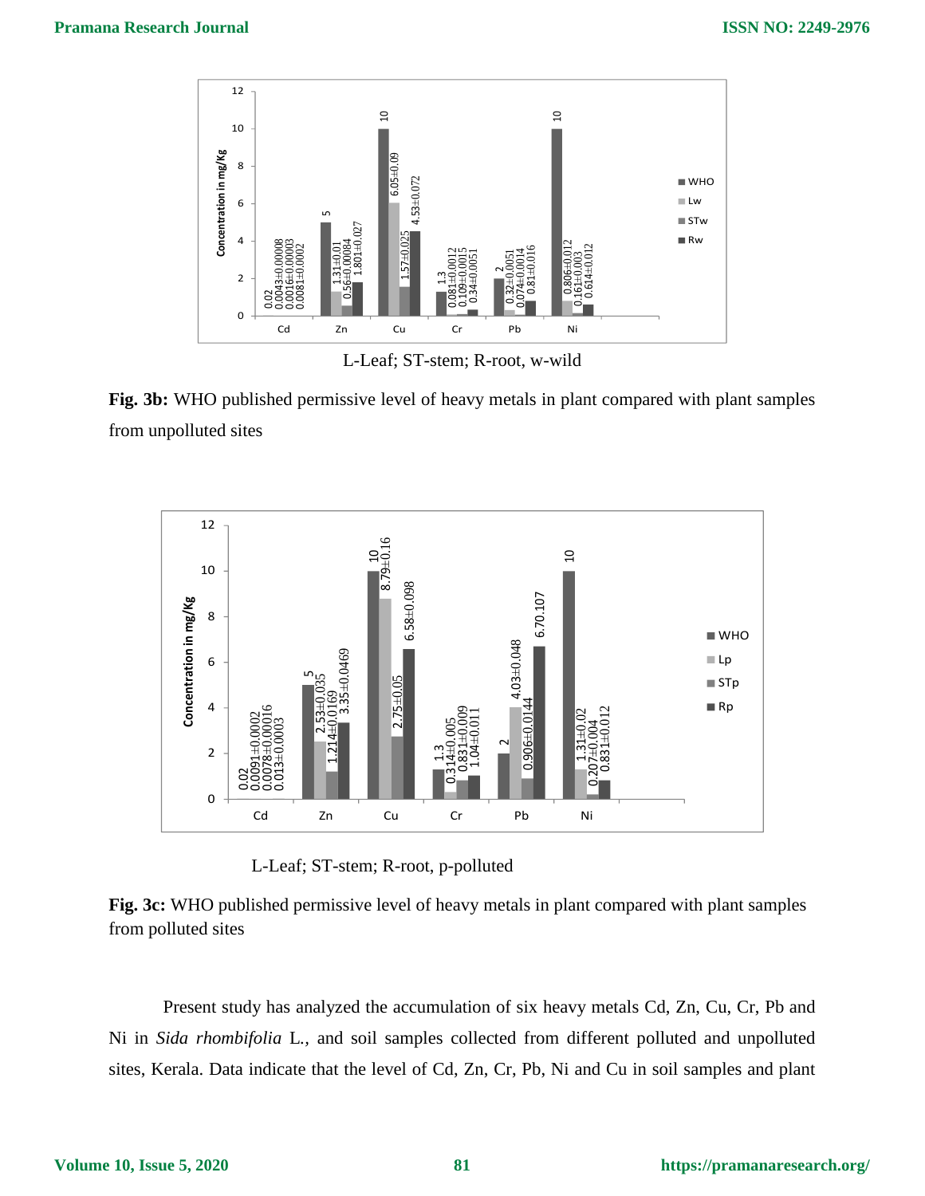L-Leaf; ST-stem; R-root, w-wild

**Fig. 3b:** WHO published permissive level of heavy metals in plant compared with plant samples from unpolluted sites

L-Leaf; ST-stem; R-root, p-polluted

**Fig. 3c:** WHO published permissive level of heavy metals in plant compared with plant samples from polluted sites

Present study has analyzed the accumulation of six heavy metals Cd, Zn, Cu, Cr, Pb and Ni in *Sida rhombifolia* L., and soil samples collected from different polluted and unpolluted sites, Kerala. Data indicate that the level of Cd, Zn, Cr, Pb, Ni and Cu in soil samples and plant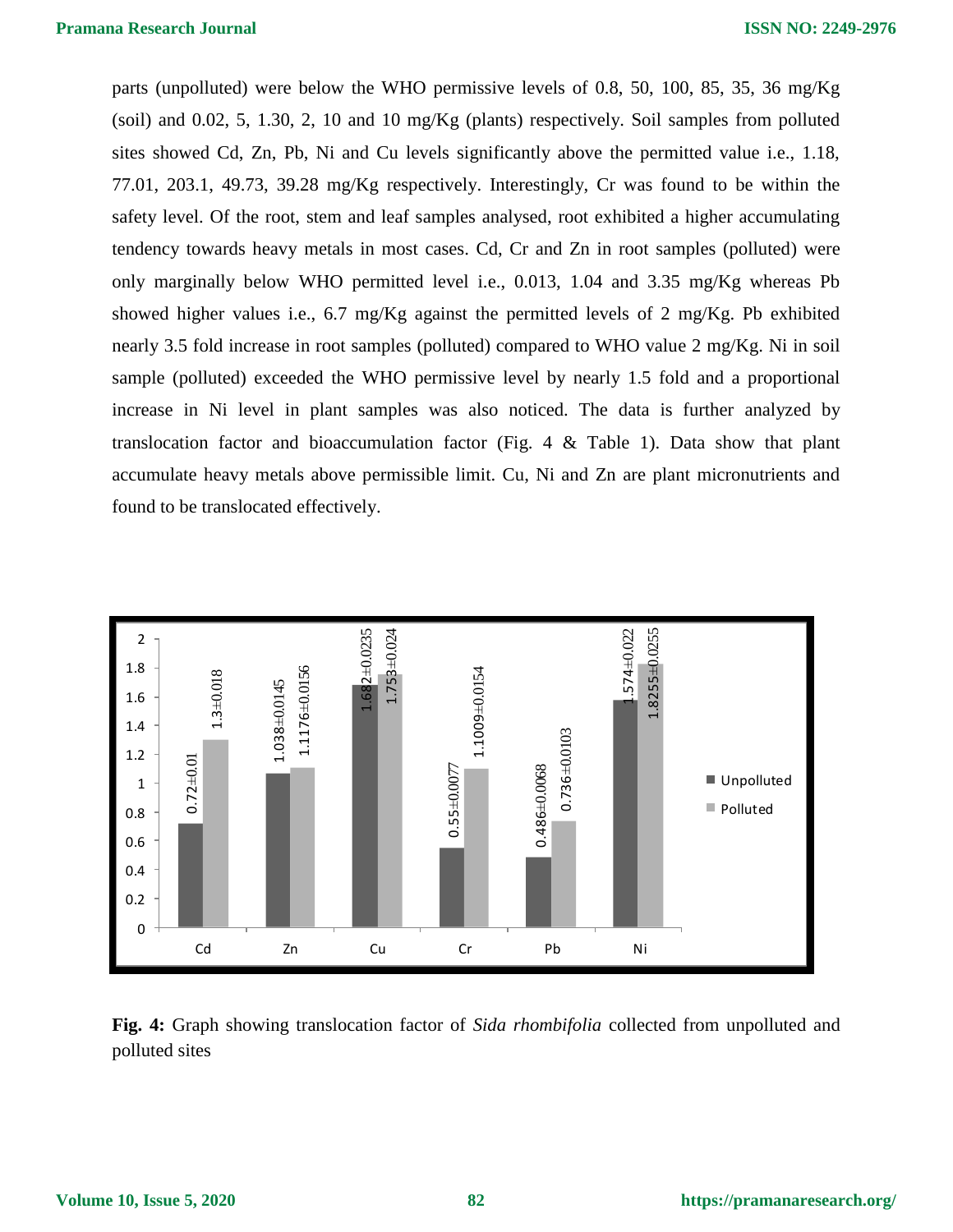parts (unpolluted) were below the WHO permissive levels of 0.8, 50, 100, 85, 35, 36 mg/Kg (soil) and 0.02, 5, 1.30, 2, 10 and 10 mg/Kg (plants) respectively. Soil samples from polluted sites showed Cd, Zn, Pb, Ni and Cu levels significantly above the permitted value i.e., 1.18, 77.01, 203.1, 49.73, 39.28 mg/Kg respectively. Interestingly, Cr was found to be within the safety level. Of the root, stem and leaf samples analysed, root exhibited a higher accumulating tendency towards heavy metals in most cases. Cd, Cr and Zn in root samples (polluted) were only marginally below WHO permitted level i.e., 0.013, 1.04 and 3.35 mg/Kg whereas Pb showed higher values i.e., 6.7 mg/Kg against the permitted levels of 2 mg/Kg. Pb exhibited nearly 3.5 fold increase in root samples (polluted) compared to WHO value 2 mg/Kg. Ni in soil sample (polluted) exceeded the WHO permissive level by nearly 1.5 fold and a proportional increase in Ni level in plant samples was also noticed. The data is further analyzed by translocation factor and bioaccumulation factor (Fig. 4 & Table 1). Data show that plant accumulate heavy metals above permissible limit. Cu, Ni and Zn are plant micronutrients and found to be translocated effectively.

**Fig. 4:** Graph showing translocation factor of *Sida rhombifolia* collected from unpolluted and polluted sites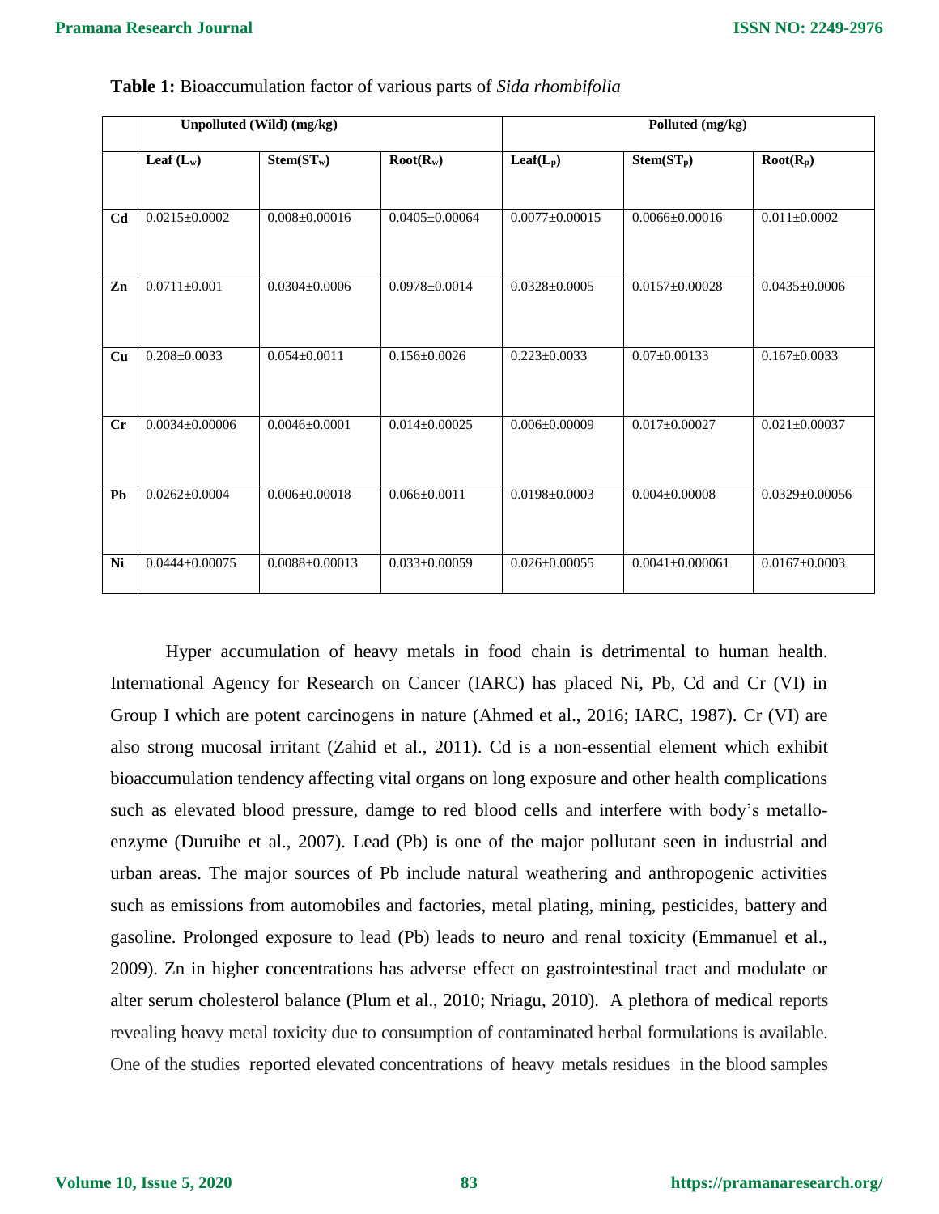**Table 1:** Bioaccumulation factor of various parts of *Sida rhombifolia*

| | Unpolluted (Wild) (mg/kg) | | | Polluted (mg/kg) | | |
|---|---|---|---|---|---|---|
| | Leaf ($L_w$) | Stem($ST_w$) | Root($R_w$) | Leaf($L_p$) | Stem($ST_p$) | Root($R_p$) |
| Cd | 0.0215±0.0002 | 0.008±0.00016 | 0.0405±0.00064 | 0.0077±0.00015 | 0.0066±0.00016 | 0.011±0.0002 |
| Zn | 0.0711±0.001 | 0.0304±0.0006 | 0.0978±0.0014 | 0.0328±0.0005 | 0.0157±0.00028 | 0.0435±0.0006 |
| Cu | 0.208±0.0033 | 0.054±0.0011 | 0.156±0.0026 | 0.223±0.0033 | 0.07±0.00133 | 0.167±0.0033 |
| Cr | 0.0034±0.00006 | 0.0046±0.0001 | 0.014±0.00025 | 0.006±0.00009 | 0.017±0.00027 | 0.021±0.00037 |
| Pb | 0.0262±0.0004 | 0.006±0.00018 | 0.066±0.0011 | 0.0198±0.0003 | 0.004±0.00008 | 0.0329±0.00056 |
| Ni | 0.0444±0.00075 | 0.0088±0.00013 | 0.033±0.00059 | 0.026±0.00055 | 0.0041±0.000061 | 0.0167±0.0003 |

Hyper accumulation of heavy metals in food chain is detrimental to human health. International Agency for Research on Cancer (IARC) has placed Ni, Pb, Cd and Cr (VI) in Group I which are potent carcinogens in nature (Ahmed et al., 2016; IARC, 1987). Cr (VI) are also strong mucosal irritant (Zahid et al., 2011). Cd is a non-essential element which exhibit bioaccumulation tendency affecting vital organs on long exposure and other health complications such as elevated blood pressure, damge to red blood cells and interfere with body's metallo-enzyme (Duruibe et al., 2007). Lead (Pb) is one of the major pollutant seen in industrial and urban areas. The major sources of Pb include natural weathering and anthropogenic activities such as emissions from automobiles and factories, metal plating, mining, pesticides, battery and gasoline. Prolonged exposure to lead (Pb) leads to neuro and renal toxicity (Emmanuel et al., 2009). Zn in higher concentrations has adverse effect on gastrointestinal tract and modulate or alter serum cholesterol balance (Plum et al., 2010; Nriagu, 2010). A plethora of medical reports revealing heavy metal toxicity due to consumption of contaminated herbal formulations is available. One of the studies reported elevated concentrations of heavy metals residues in the blood samples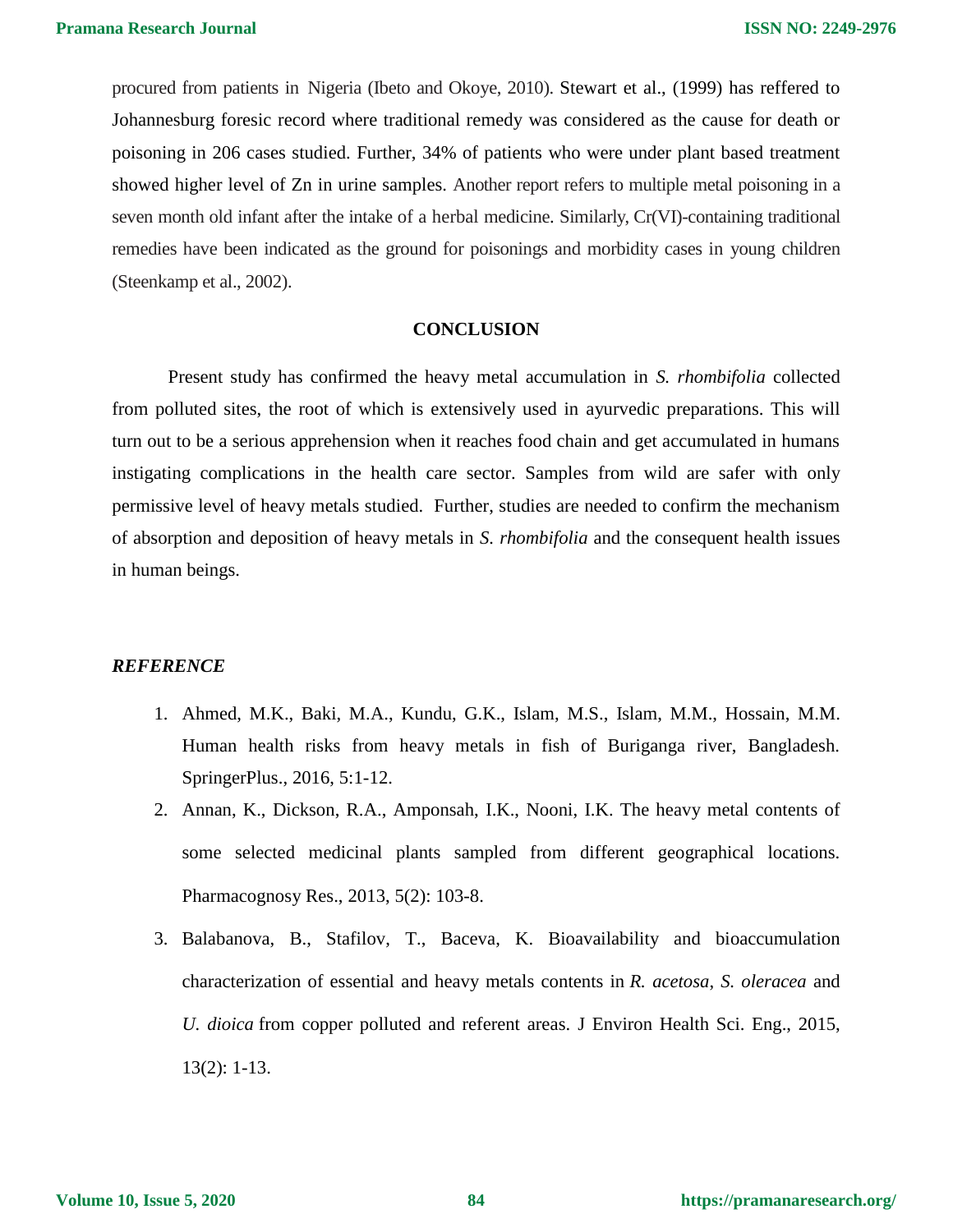procured from patients in Nigeria (Ibeto and Okoye, 2010). Stewart et al., (1999) has reffered to Johannesburg foresic record where traditional remedy was considered as the cause for death or poisoning in 206 cases studied. Further, 34% of patients who were under plant based treatment showed higher level of Zn in urine samples. Another report refers to multiple metal poisoning in a seven month old infant after the intake of a herbal medicine. Similarly, Cr(VI)-containing traditional remedies have been indicated as the ground for poisonings and morbidity cases in young children (Steenkamp et al., 2002).

## CONCLUSION

Present study has confirmed the heavy metal accumulation in *S. rhombifolia* collected from polluted sites, the root of which is extensively used in ayurvedic preparations. This will turn out to be a serious apprehension when it reaches food chain and get accumulated in humans instigating complications in the health care sector. Samples from wild are safer with only permissive level of heavy metals studied. Further, studies are needed to confirm the mechanism of absorption and deposition of heavy metals in *S. rhombifolia* and the consequent health issues in human beings.

## *REFERENCE*

1. Ahmed, M.K., Baki, M.A., Kundu, G.K., Islam, M.S., Islam, M.M., Hossain, M.M. Human health risks from heavy metals in fish of Buriganga river, Bangladesh. SpringerPlus., 2016, 5:1-12.
2. Annan, K., Dickson, R.A., Amponsah, I.K., Nooni, I.K. The heavy metal contents of some selected medicinal plants sampled from different geographical locations. Pharmacognosy Res., 2013, 5(2): 103-8.
3. Balabanova, B., Stafilov, T., Baceva, K. Bioavailability and bioaccumulation characterization of essential and heavy metals contents in *R. acetosa*, *S. oleracea* and *U. dioica* from copper polluted and referent areas. J Environ Health Sci. Eng., 2015, 13(2): 1-13.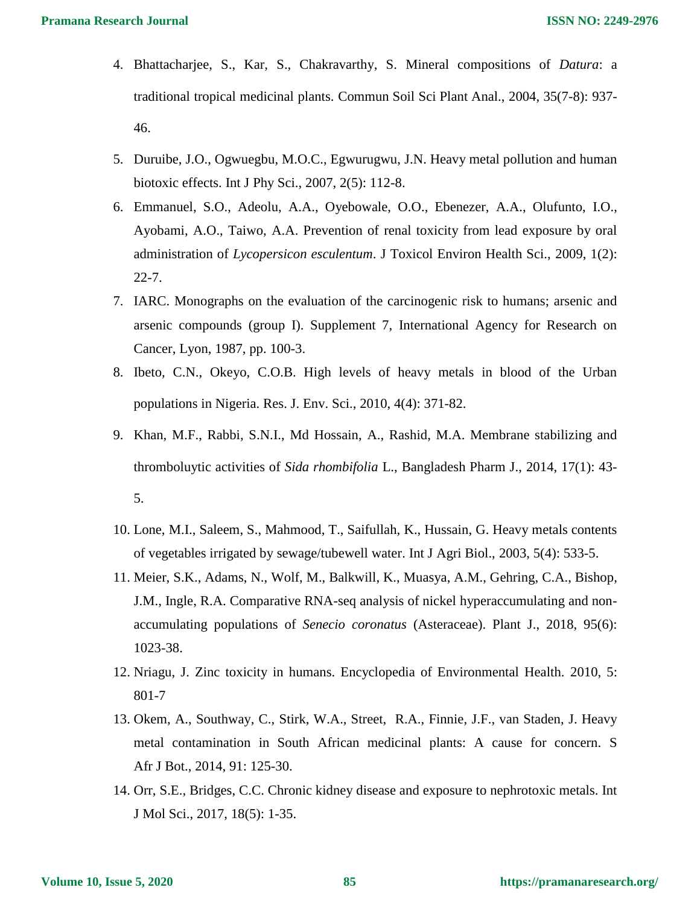4. Bhattacharjee, S., Kar, S., Chakravarthy, S. Mineral compositions of *Datura*: a traditional tropical medicinal plants. Commun Soil Sci Plant Anal., 2004, 35(7-8): 937-46.
5. Duruibe, J.O., Ogwuegbu, M.O.C., Egwurugwu, J.N. Heavy metal pollution and human biotoxic effects. Int J Phy Sci., 2007, 2(5): 112-8.
6. Emmanuel, S.O., Adeolu, A.A., Oyebowale, O.O., Ebenezer, A.A., Olufunto, I.O., Ayobami, A.O., Taiwo, A.A. Prevention of renal toxicity from lead exposure by oral administration of *Lycopersicon esculentum*. J Toxicol Environ Health Sci., 2009, 1(2): 22-7.
7. IARC. Monographs on the evaluation of the carcinogenic risk to humans; arsenic and arsenic compounds (group I). Supplement 7, International Agency for Research on Cancer, Lyon, 1987, pp. 100-3.
8. Ibeto, C.N., Okeyo, C.O.B. High levels of heavy metals in blood of the Urban populations in Nigeria. Res. J. Env. Sci., 2010, 4(4): 371-82.
9. Khan, M.F., Rabbi, S.N.I., Md Hossain, A., Rashid, M.A. Membrane stabilizing and thromboluytic activities of *Sida rhombifolia* L., Bangladesh Pharm J., 2014, 17(1): 43-5.
10. Lone, M.I., Saleem, S., Mahmood, T., Saifullah, K., Hussain, G. Heavy metals contents of vegetables irrigated by sewage/tubewell water. Int J Agri Biol., 2003, 5(4): 533-5.
11. Meier, S.K., Adams, N., Wolf, M., Balkwill, K., Muasya, A.M., Gehring, C.A., Bishop, J.M., Ingle, R.A. Comparative RNA-seq analysis of nickel hyperaccumulating and non-accumulating populations of *Senecio coronatus* (Asteraceae). Plant J., 2018, 95(6): 1023-38.
12. Nriagu, J. Zinc toxicity in humans. Encyclopedia of Environmental Health. 2010, 5: 801-7
13. Okem, A., Southway, C., Stirk, W.A., Street, R.A., Finnie, J.F., van Staden, J. Heavy metal contamination in South African medicinal plants: A cause for concern. S Afr J Bot., 2014, 91: 125-30.
14. Orr, S.E., Bridges, C.C. Chronic kidney disease and exposure to nephrotoxic metals. Int J Mol Sci., 2017, 18(5): 1-35.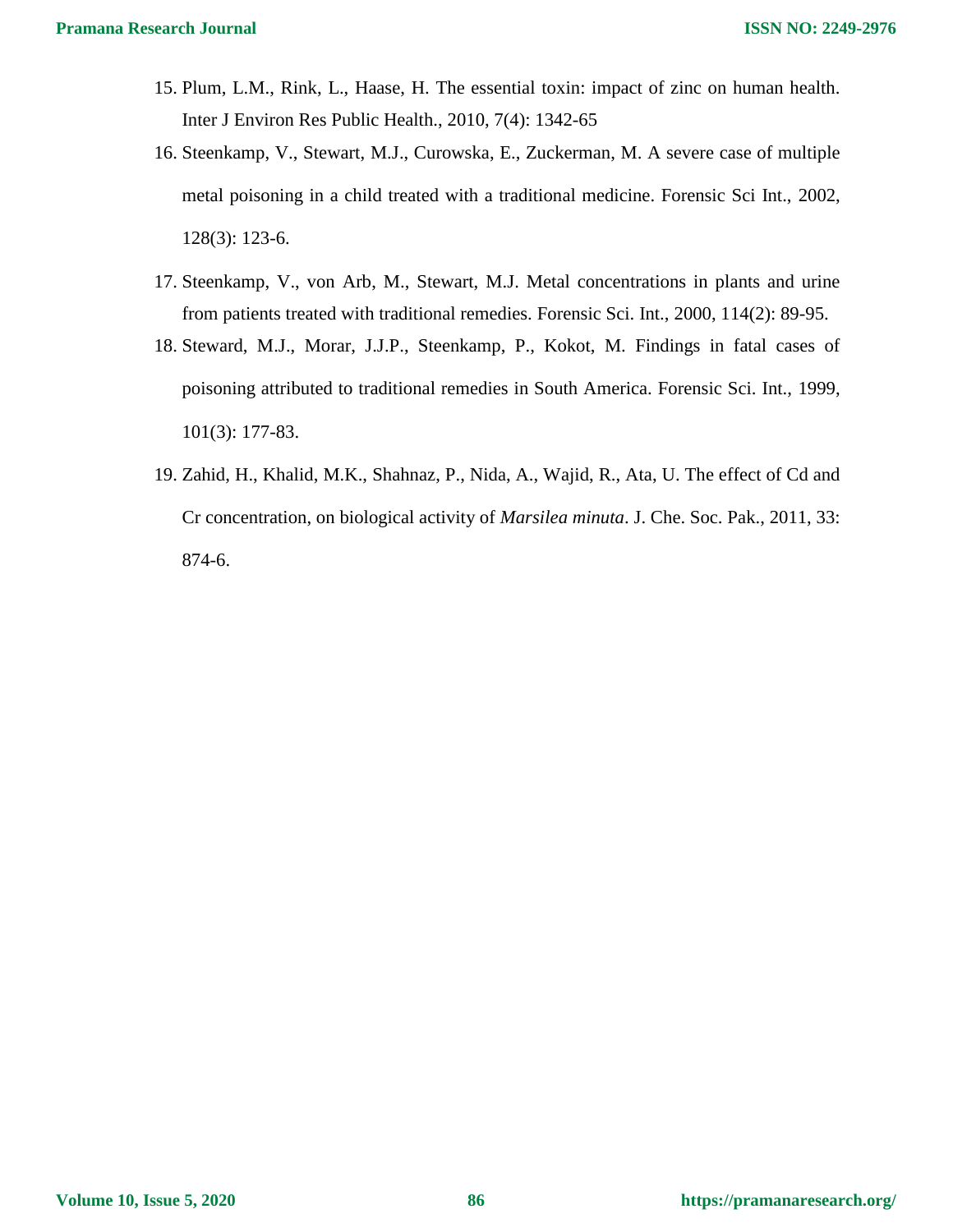15. Plum, L.M., Rink, L., Haase, H. The essential toxin: impact of zinc on human health. Inter J Environ Res Public Health., 2010, 7(4): 1342-65
16. Steenkamp, V., Stewart, M.J., Curowska, E., Zuckerman, M. A severe case of multiple metal poisoning in a child treated with a traditional medicine. Forensic Sci Int., 2002, 128(3): 123-6.
17. Steenkamp, V., von Arb, M., Stewart, M.J. Metal concentrations in plants and urine from patients treated with traditional remedies. Forensic Sci. Int., 2000, 114(2): 89-95.
18. Steward, M.J., Morar, J.J.P., Steenkamp, P., Kokot, M. Findings in fatal cases of poisoning attributed to traditional remedies in South America. Forensic Sci. Int., 1999, 101(3): 177-83.
19. Zahid, H., Khalid, M.K., Shahnaz, P., Nida, A., Wajid, R., Ata, U. The effect of Cd and Cr concentration, on biological activity of *Marsilea minuta*. J. Che. Soc. Pak., 2011, 33: 874-6.